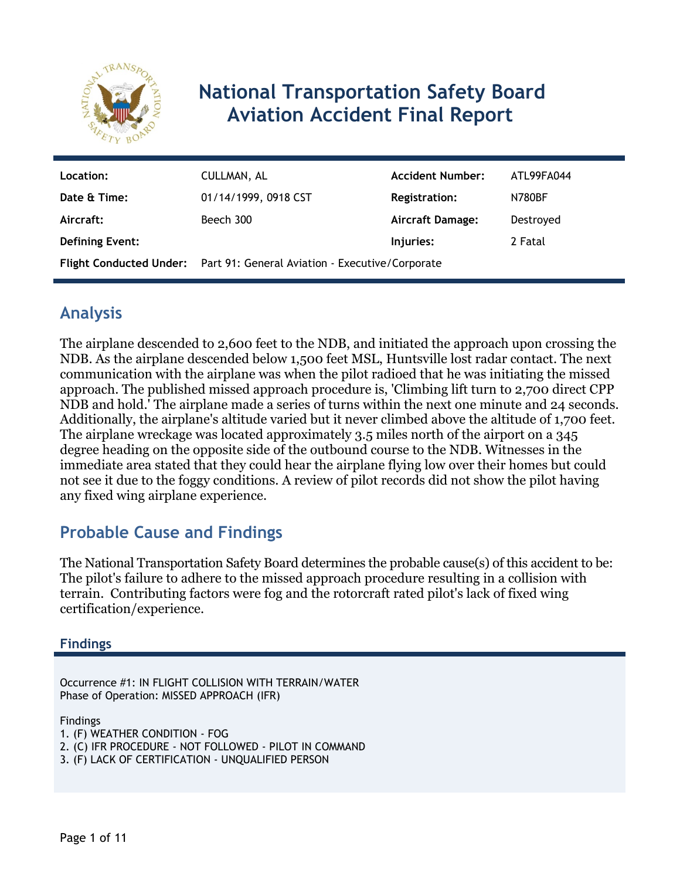# National Transportation Safety Board Aviation Accident Final Report

| Location: | CULLMAN, AL | Accident Number: | ATL99FA044 |
|---|---|---|---|
| Date & Time: | 01/14/1999, 0918 CST | Registration: | N780BF |
| Aircraft: | Beech 300 | Aircraft Damage: | Destroyed |
| Defining Event: | | Injuries: | 2 Fatal |
| Flight Conducted Under: | Part 91: General Aviation - Executive/Corporate | | |

## Analysis

The airplane descended to 2,600 feet to the NDB, and initiated the approach upon crossing the NDB. As the airplane descended below 1,500 feet MSL, Huntsville lost radar contact. The next communication with the airplane was when the pilot radioed that he was initiating the missed approach. The published missed approach procedure is, 'Climbing lift turn to 2,700 direct CPP NDB and hold.' The airplane made a series of turns within the next one minute and 24 seconds. Additionally, the airplane's altitude varied but it never climbed above the altitude of 1,700 feet. The airplane wreckage was located approximately 3.5 miles north of the airport on a 345 degree heading on the opposite side of the outbound course to the NDB. Witnesses in the immediate area stated that they could hear the airplane flying low over their homes but could not see it due to the foggy conditions. A review of pilot records did not show the pilot having any fixed wing airplane experience.

## Probable Cause and Findings

The National Transportation Safety Board determines the probable cause(s) of this accident to be:
The pilot's failure to adhere to the missed approach procedure resulting in a collision with terrain. Contributing factors were fog and the rotorcraft rated pilot's lack of fixed wing certification/experience.

### Findings

Occurrence #1: IN FLIGHT COLLISION WITH TERRAIN/WATER
Phase of Operation: MISSED APPROACH (IFR)

Findings
1. (F) WEATHER CONDITION - FOG
2. (C) IFR PROCEDURE - NOT FOLLOWED - PILOT IN COMMAND
3. (F) LACK OF CERTIFICATION - UNQUALIFIED PERSON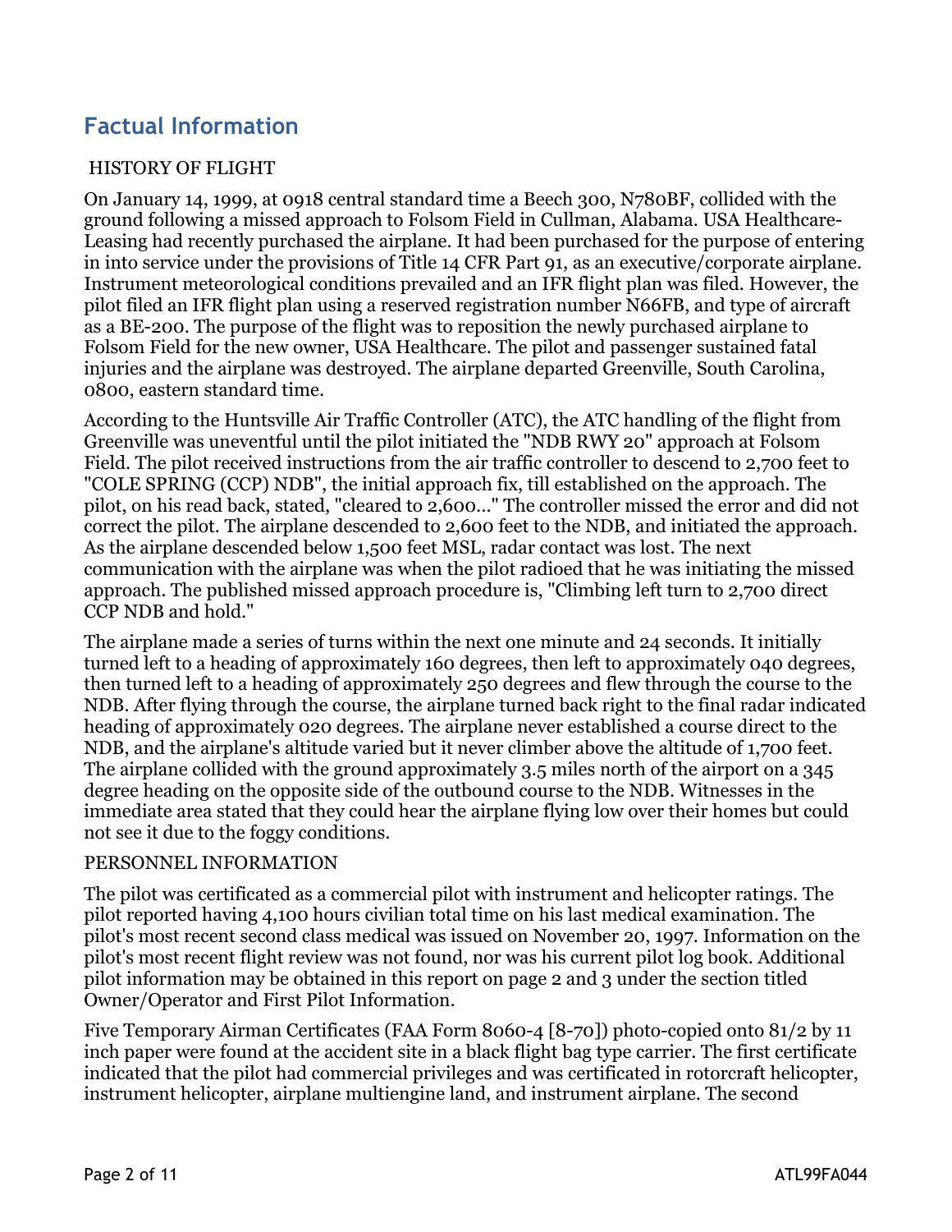## Factual Information

HISTORY OF FLIGHT

On January 14, 1999, at 0918 central standard time a Beech 300, N780BF, collided with the ground following a missed approach to Folsom Field in Cullman, Alabama. USA Healthcare-Leasing had recently purchased the airplane. It had been purchased for the purpose of entering in into service under the provisions of Title 14 CFR Part 91, as an executive/corporate airplane. Instrument meteorological conditions prevailed and an IFR flight plan was filed. However, the pilot filed an IFR flight plan using a reserved registration number N66FB, and type of aircraft as a BE-200. The purpose of the flight was to reposition the newly purchased airplane to Folsom Field for the new owner, USA Healthcare. The pilot and passenger sustained fatal injuries and the airplane was destroyed. The airplane departed Greenville, South Carolina, 0800, eastern standard time.

According to the Huntsville Air Traffic Controller (ATC), the ATC handling of the flight from Greenville was uneventful until the pilot initiated the "NDB RWY 20" approach at Folsom Field. The pilot received instructions from the air traffic controller to descend to 2,700 feet to "COLE SPRING (CCP) NDB", the initial approach fix, till established on the approach. The pilot, on his read back, stated, "cleared to 2,600..." The controller missed the error and did not correct the pilot. The airplane descended to 2,600 feet to the NDB, and initiated the approach. As the airplane descended below 1,500 feet MSL, radar contact was lost. The next communication with the airplane was when the pilot radioed that he was initiating the missed approach. The published missed approach procedure is, "Climbing left turn to 2,700 direct CCP NDB and hold."

The airplane made a series of turns within the next one minute and 24 seconds. It initially turned left to a heading of approximately 160 degrees, then left to approximately 040 degrees, then turned left to a heading of approximately 250 degrees and flew through the course to the NDB. After flying through the course, the airplane turned back right to the final radar indicated heading of approximately 020 degrees. The airplane never established a course direct to the NDB, and the airplane's altitude varied but it never climber above the altitude of 1,700 feet. The airplane collided with the ground approximately 3.5 miles north of the airport on a 345 degree heading on the opposite side of the outbound course to the NDB. Witnesses in the immediate area stated that they could hear the airplane flying low over their homes but could not see it due to the foggy conditions.

PERSONNEL INFORMATION

The pilot was certificated as a commercial pilot with instrument and helicopter ratings. The pilot reported having 4,100 hours civilian total time on his last medical examination. The pilot's most recent second class medical was issued on November 20, 1997. Information on the pilot's most recent flight review was not found, nor was his current pilot log book. Additional pilot information may be obtained in this report on page 2 and 3 under the section titled Owner/Operator and First Pilot Information.

Five Temporary Airman Certificates (FAA Form 8060-4 [8-70]) photo-copied onto 81/2 by 11 inch paper were found at the accident site in a black flight bag type carrier. The first certificate indicated that the pilot had commercial privileges and was certificated in rotorcraft helicopter, instrument helicopter, airplane multiengine land, and instrument airplane. The second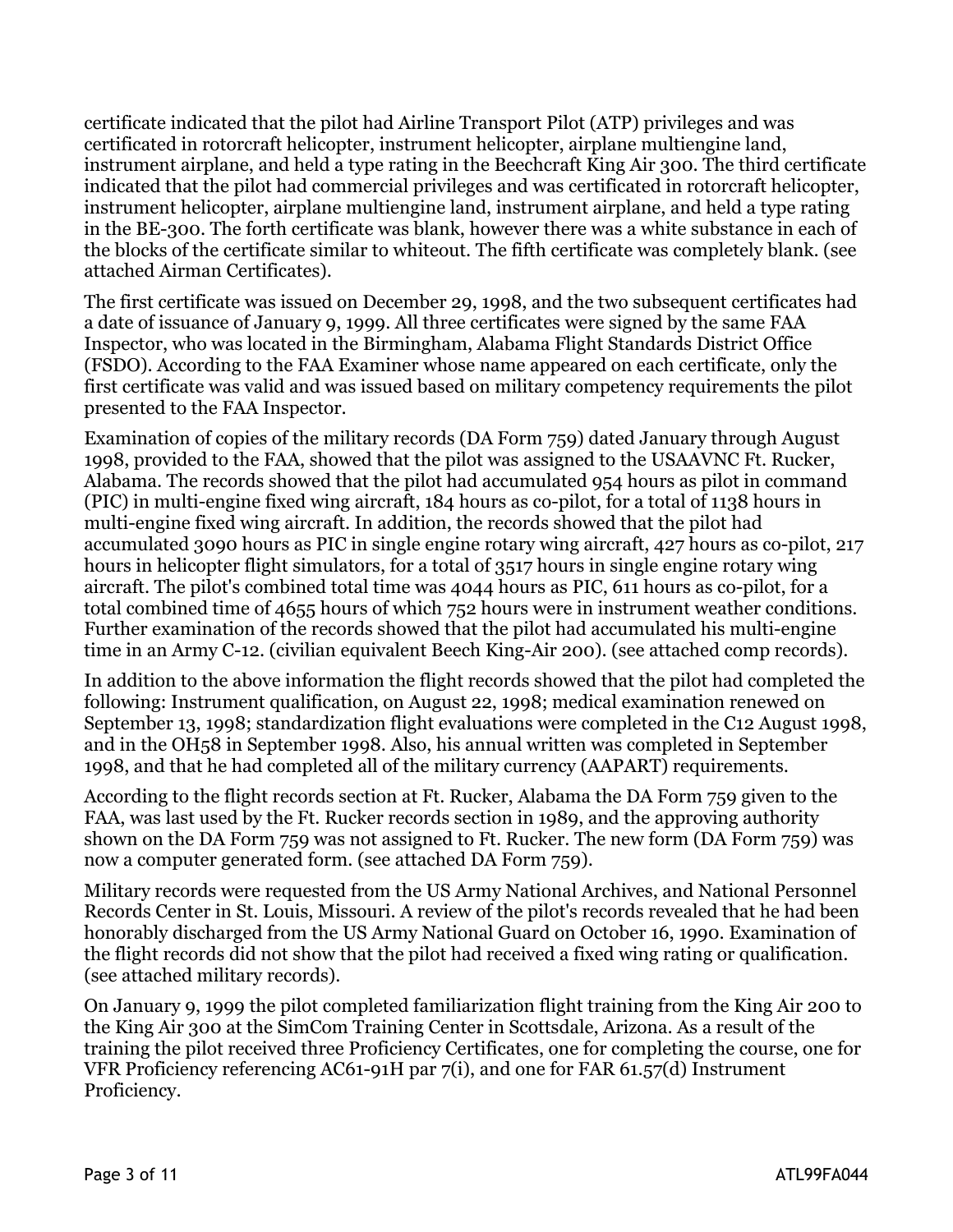certificate indicated that the pilot had Airline Transport Pilot (ATP) privileges and was certificated in rotorcraft helicopter, instrument helicopter, airplane multiengine land, instrument airplane, and held a type rating in the Beechcraft King Air 300. The third certificate indicated that the pilot had commercial privileges and was certificated in rotorcraft helicopter, instrument helicopter, airplane multiengine land, instrument airplane, and held a type rating in the BE-300. The forth certificate was blank, however there was a white substance in each of the blocks of the certificate similar to whiteout. The fifth certificate was completely blank. (see attached Airman Certificates).

The first certificate was issued on December 29, 1998, and the two subsequent certificates had a date of issuance of January 9, 1999. All three certificates were signed by the same FAA Inspector, who was located in the Birmingham, Alabama Flight Standards District Office (FSDO). According to the FAA Examiner whose name appeared on each certificate, only the first certificate was valid and was issued based on military competency requirements the pilot presented to the FAA Inspector.

Examination of copies of the military records (DA Form 759) dated January through August 1998, provided to the FAA, showed that the pilot was assigned to the USAAVNC Ft. Rucker, Alabama. The records showed that the pilot had accumulated 954 hours as pilot in command (PIC) in multi-engine fixed wing aircraft, 184 hours as co-pilot, for a total of 1138 hours in multi-engine fixed wing aircraft. In addition, the records showed that the pilot had accumulated 3090 hours as PIC in single engine rotary wing aircraft, 427 hours as co-pilot, 217 hours in helicopter flight simulators, for a total of 3517 hours in single engine rotary wing aircraft. The pilot's combined total time was 4044 hours as PIC, 611 hours as co-pilot, for a total combined time of 4655 hours of which 752 hours were in instrument weather conditions. Further examination of the records showed that the pilot had accumulated his multi-engine time in an Army C-12. (civilian equivalent Beech King-Air 200). (see attached comp records).

In addition to the above information the flight records showed that the pilot had completed the following: Instrument qualification, on August 22, 1998; medical examination renewed on September 13, 1998; standardization flight evaluations were completed in the C12 August 1998, and in the OH58 in September 1998. Also, his annual written was completed in September 1998, and that he had completed all of the military currency (AAPART) requirements.

According to the flight records section at Ft. Rucker, Alabama the DA Form 759 given to the FAA, was last used by the Ft. Rucker records section in 1989, and the approving authority shown on the DA Form 759 was not assigned to Ft. Rucker. The new form (DA Form 759) was now a computer generated form. (see attached DA Form 759).

Military records were requested from the US Army National Archives, and National Personnel Records Center in St. Louis, Missouri. A review of the pilot's records revealed that he had been honorably discharged from the US Army National Guard on October 16, 1990. Examination of the flight records did not show that the pilot had received a fixed wing rating or qualification. (see attached military records).

On January 9, 1999 the pilot completed familiarization flight training from the King Air 200 to the King Air 300 at the SimCom Training Center in Scottsdale, Arizona. As a result of the training the pilot received three Proficiency Certificates, one for completing the course, one for VFR Proficiency referencing AC61-91H par 7(i), and one for FAR 61.57(d) Instrument Proficiency.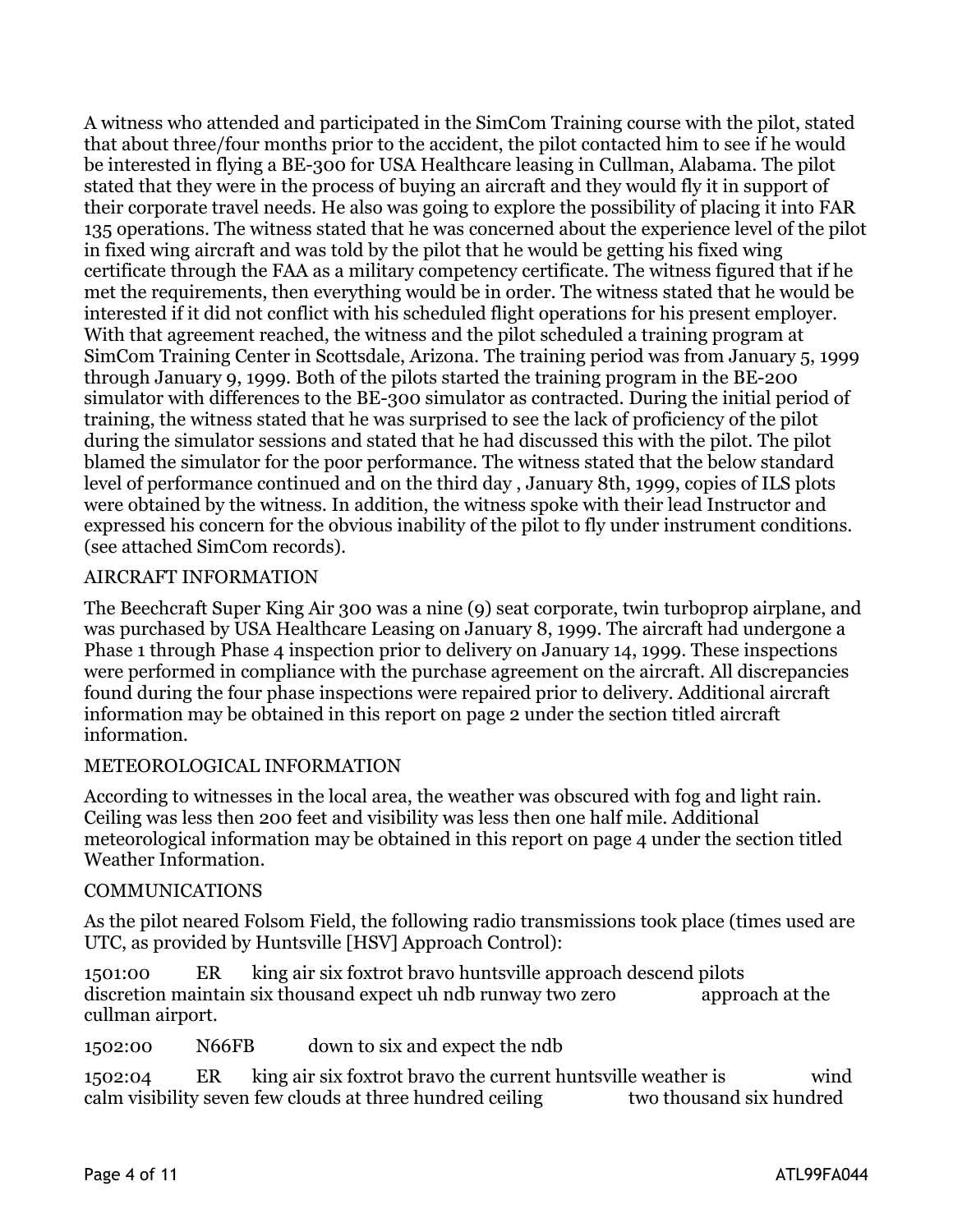A witness who attended and participated in the SimCom Training course with the pilot, stated that about three/four months prior to the accident, the pilot contacted him to see if he would be interested in flying a BE-300 for USA Healthcare leasing in Cullman, Alabama. The pilot stated that they were in the process of buying an aircraft and they would fly it in support of their corporate travel needs. He also was going to explore the possibility of placing it into FAR 135 operations. The witness stated that he was concerned about the experience level of the pilot in fixed wing aircraft and was told by the pilot that he would be getting his fixed wing certificate through the FAA as a military competency certificate. The witness figured that if he met the requirements, then everything would be in order. The witness stated that he would be interested if it did not conflict with his scheduled flight operations for his present employer. With that agreement reached, the witness and the pilot scheduled a training program at SimCom Training Center in Scottsdale, Arizona. The training period was from January 5, 1999 through January 9, 1999. Both of the pilots started the training program in the BE-200 simulator with differences to the BE-300 simulator as contracted. During the initial period of training, the witness stated that he was surprised to see the lack of proficiency of the pilot during the simulator sessions and stated that he had discussed this with the pilot. The pilot blamed the simulator for the poor performance. The witness stated that the below standard level of performance continued and on the third day , January 8th, 1999, copies of ILS plots were obtained by the witness. In addition, the witness spoke with their lead Instructor and expressed his concern for the obvious inability of the pilot to fly under instrument conditions. (see attached SimCom records).

## AIRCRAFT INFORMATION

The Beechcraft Super King Air 300 was a nine (9) seat corporate, twin turboprop airplane, and was purchased by USA Healthcare Leasing on January 8, 1999. The aircraft had undergone a Phase 1 through Phase 4 inspection prior to delivery on January 14, 1999. These inspections were performed in compliance with the purchase agreement on the aircraft. All discrepancies found during the four phase inspections were repaired prior to delivery. Additional aircraft information may be obtained in this report on page 2 under the section titled aircraft information.

## METEOROLOGICAL INFORMATION

According to witnesses in the local area, the weather was obscured with fog and light rain. Ceiling was less then 200 feet and visibility was less then one half mile. Additional meteorological information may be obtained in this report on page 4 under the section titled Weather Information.

## COMMUNICATIONS

As the pilot neared Folsom Field, the following radio transmissions took place (times used are UTC, as provided by Huntsville [HSV] Approach Control):

1501:00 ER king air six foxtrot bravo huntsville approach descend pilots discretion maintain six thousand expect uh ndb runway two zero approach at the cullman airport.

1502:00 N66FB down to six and expect the ndb

1502:04 ER king air six foxtrot bravo the current huntsville weather is wind calm visibility seven few clouds at three hundred ceiling two thousand six hundred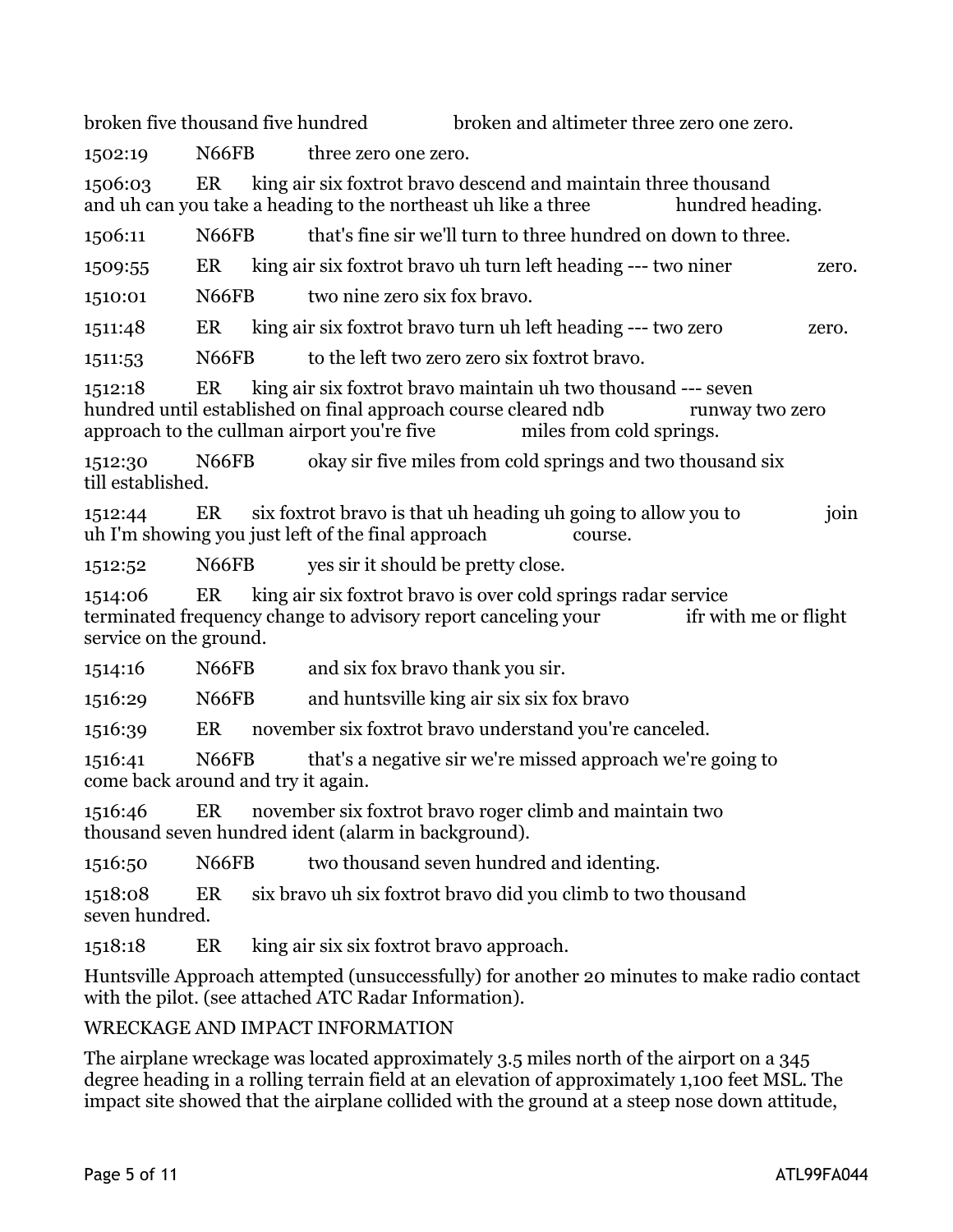broken five thousand five hundred broken and altimeter three zero one zero.

1502:19 N66FB three zero one zero.

1506:03 ER king air six foxtrot bravo descend and maintain three thousand and uh can you take a heading to the northeast uh like a three hundred heading.

1506:11 N66FB that's fine sir we'll turn to three hundred on down to three.

1509:55 ER king air six foxtrot bravo uh turn left heading --- two niner zero.

1510:01 N66FB two nine zero six fox bravo.

1511:48 ER king air six foxtrot bravo turn uh left heading --- two zero zero.

1511:53 N66FB to the left two zero zero six foxtrot bravo.

1512:18 ER king air six foxtrot bravo maintain uh two thousand --- seven hundred until established on final approach course cleared ndb runway two zero approach to the cullman airport you're five miles from cold springs.

1512:30 N66FB okay sir five miles from cold springs and two thousand six till established.

1512:44 ER six foxtrot bravo is that uh heading uh going to allow you to join uh I'm showing you just left of the final approach course.

1512:52 N66FB yes sir it should be pretty close.

1514:06 ER king air six foxtrot bravo is over cold springs radar service terminated frequency change to advisory report canceling your ifr with me or flight service on the ground.

1514:16 N66FB and six fox bravo thank you sir.

1516:29 N66FB and huntsville king air six six fox bravo

1516:39 ER november six foxtrot bravo understand you're canceled.

1516:41 N66FB that's a negative sir we're missed approach we're going to come back around and try it again.

1516:46 ER november six foxtrot bravo roger climb and maintain two thousand seven hundred ident (alarm in background).

1516:50 N66FB two thousand seven hundred and identing.

1518:08 ER six bravo uh six foxtrot bravo did you climb to two thousand seven hundred.

1518:18 ER king air six six foxtrot bravo approach.

Huntsville Approach attempted (unsuccessfully) for another 20 minutes to make radio contact with the pilot. (see attached ATC Radar Information).

## WRECKAGE AND IMPACT INFORMATION

The airplane wreckage was located approximately 3.5 miles north of the airport on a 345 degree heading in a rolling terrain field at an elevation of approximately 1,100 feet MSL. The impact site showed that the airplane collided with the ground at a steep nose down attitude,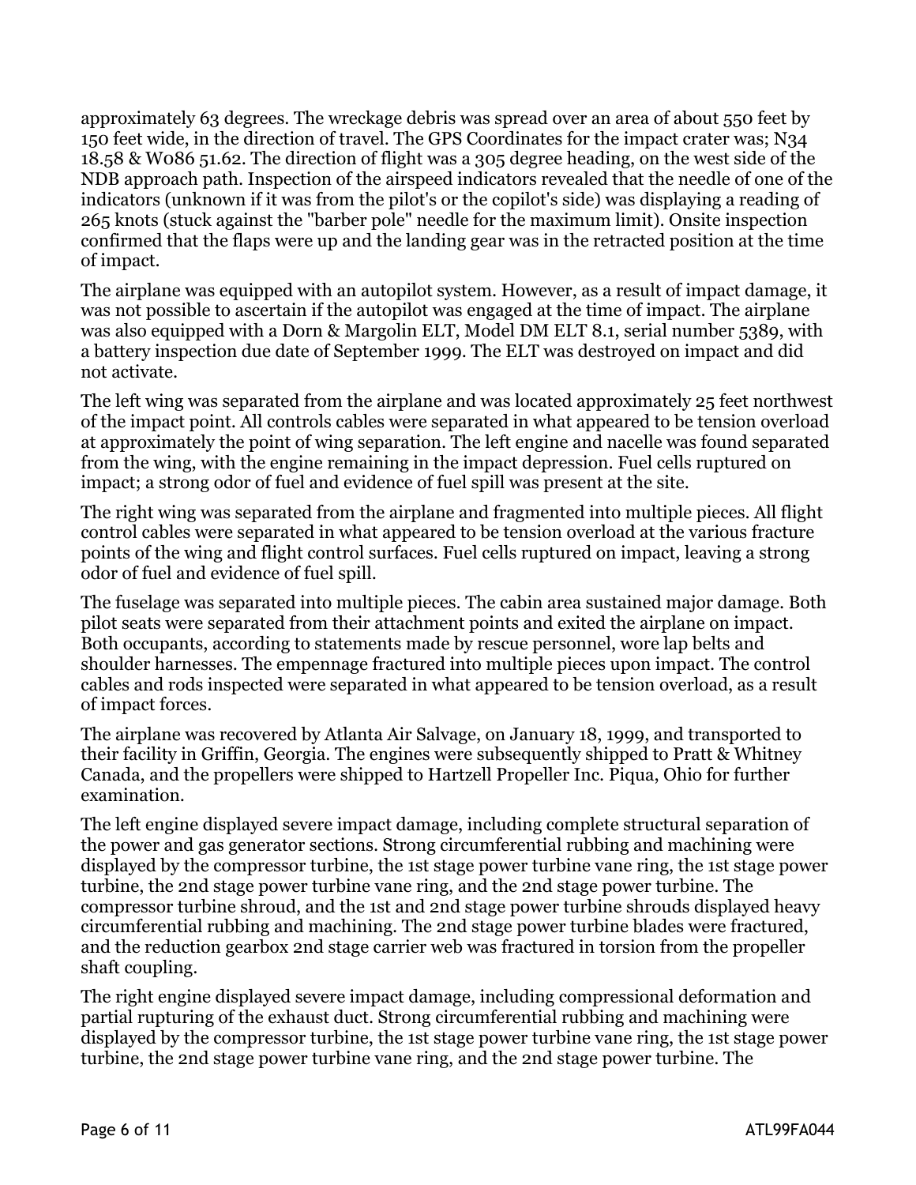approximately 63 degrees. The wreckage debris was spread over an area of about 550 feet by 150 feet wide, in the direction of travel. The GPS Coordinates for the impact crater was; N34 18.58 & W086 51.62. The direction of flight was a 305 degree heading, on the west side of the NDB approach path. Inspection of the airspeed indicators revealed that the needle of one of the indicators (unknown if it was from the pilot's or the copilot's side) was displaying a reading of 265 knots (stuck against the "barber pole" needle for the maximum limit). Onsite inspection confirmed that the flaps were up and the landing gear was in the retracted position at the time of impact.

The airplane was equipped with an autopilot system. However, as a result of impact damage, it was not possible to ascertain if the autopilot was engaged at the time of impact. The airplane was also equipped with a Dorn & Margolin ELT, Model DM ELT 8.1, serial number 5389, with a battery inspection due date of September 1999. The ELT was destroyed on impact and did not activate.

The left wing was separated from the airplane and was located approximately 25 feet northwest of the impact point. All controls cables were separated in what appeared to be tension overload at approximately the point of wing separation. The left engine and nacelle was found separated from the wing, with the engine remaining in the impact depression. Fuel cells ruptured on impact; a strong odor of fuel and evidence of fuel spill was present at the site.

The right wing was separated from the airplane and fragmented into multiple pieces. All flight control cables were separated in what appeared to be tension overload at the various fracture points of the wing and flight control surfaces. Fuel cells ruptured on impact, leaving a strong odor of fuel and evidence of fuel spill.

The fuselage was separated into multiple pieces. The cabin area sustained major damage. Both pilot seats were separated from their attachment points and exited the airplane on impact. Both occupants, according to statements made by rescue personnel, wore lap belts and shoulder harnesses. The empennage fractured into multiple pieces upon impact. The control cables and rods inspected were separated in what appeared to be tension overload, as a result of impact forces.

The airplane was recovered by Atlanta Air Salvage, on January 18, 1999, and transported to their facility in Griffin, Georgia. The engines were subsequently shipped to Pratt & Whitney Canada, and the propellers were shipped to Hartzell Propeller Inc. Piqua, Ohio for further examination.

The left engine displayed severe impact damage, including complete structural separation of the power and gas generator sections. Strong circumferential rubbing and machining were displayed by the compressor turbine, the 1st stage power turbine vane ring, the 1st stage power turbine, the 2nd stage power turbine vane ring, and the 2nd stage power turbine. The compressor turbine shroud, and the 1st and 2nd stage power turbine shrouds displayed heavy circumferential rubbing and machining. The 2nd stage power turbine blades were fractured, and the reduction gearbox 2nd stage carrier web was fractured in torsion from the propeller shaft coupling.

The right engine displayed severe impact damage, including compressional deformation and partial rupturing of the exhaust duct. Strong circumferential rubbing and machining were displayed by the compressor turbine, the 1st stage power turbine vane ring, the 1st stage power turbine, the 2nd stage power turbine vane ring, and the 2nd stage power turbine. The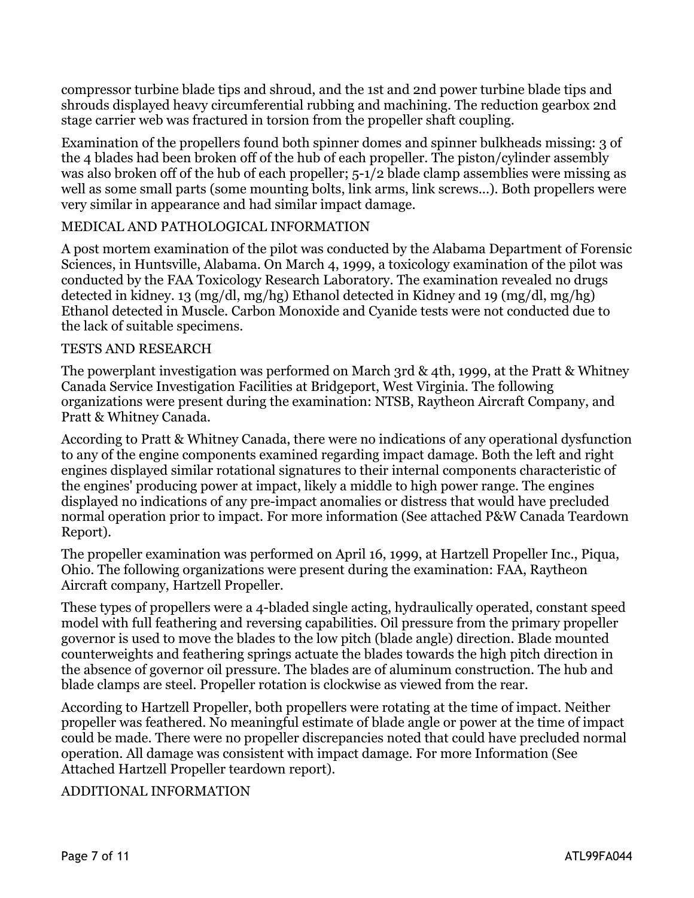compressor turbine blade tips and shroud, and the 1st and 2nd power turbine blade tips and shrouds displayed heavy circumferential rubbing and machining. The reduction gearbox 2nd stage carrier web was fractured in torsion from the propeller shaft coupling.

Examination of the propellers found both spinner domes and spinner bulkheads missing: 3 of the 4 blades had been broken off of the hub of each propeller. The piston/cylinder assembly was also broken off of the hub of each propeller; 5-1/2 blade clamp assemblies were missing as well as some small parts (some mounting bolts, link arms, link screws...). Both propellers were very similar in appearance and had similar impact damage.

## MEDICAL AND PATHOLOGICAL INFORMATION

A post mortem examination of the pilot was conducted by the Alabama Department of Forensic Sciences, in Huntsville, Alabama. On March 4, 1999, a toxicology examination of the pilot was conducted by the FAA Toxicology Research Laboratory. The examination revealed no drugs detected in kidney. 13 (mg/dl, mg/hg) Ethanol detected in Kidney and 19 (mg/dl, mg/hg) Ethanol detected in Muscle. Carbon Monoxide and Cyanide tests were not conducted due to the lack of suitable specimens.

## TESTS AND RESEARCH

The powerplant investigation was performed on March 3rd & 4th, 1999, at the Pratt & Whitney Canada Service Investigation Facilities at Bridgeport, West Virginia. The following organizations were present during the examination: NTSB, Raytheon Aircraft Company, and Pratt & Whitney Canada.

According to Pratt & Whitney Canada, there were no indications of any operational dysfunction to any of the engine components examined regarding impact damage. Both the left and right engines displayed similar rotational signatures to their internal components characteristic of the engines' producing power at impact, likely a middle to high power range. The engines displayed no indications of any pre-impact anomalies or distress that would have precluded normal operation prior to impact. For more information (See attached P&W Canada Teardown Report).

The propeller examination was performed on April 16, 1999, at Hartzell Propeller Inc., Piqua, Ohio. The following organizations were present during the examination: FAA, Raytheon Aircraft company, Hartzell Propeller.

These types of propellers were a 4-bladed single acting, hydraulically operated, constant speed model with full feathering and reversing capabilities. Oil pressure from the primary propeller governor is used to move the blades to the low pitch (blade angle) direction. Blade mounted counterweights and feathering springs actuate the blades towards the high pitch direction in the absence of governor oil pressure. The blades are of aluminum construction. The hub and blade clamps are steel. Propeller rotation is clockwise as viewed from the rear.

According to Hartzell Propeller, both propellers were rotating at the time of impact. Neither propeller was feathered. No meaningful estimate of blade angle or power at the time of impact could be made. There were no propeller discrepancies noted that could have precluded normal operation. All damage was consistent with impact damage. For more Information (See Attached Hartzell Propeller teardown report).

## ADDITIONAL INFORMATION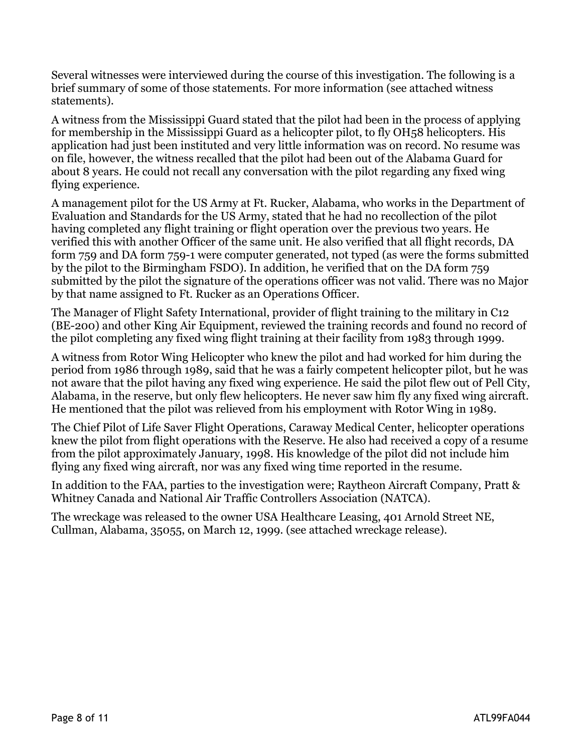Several witnesses were interviewed during the course of this investigation. The following is a brief summary of some of those statements. For more information (see attached witness statements).

A witness from the Mississippi Guard stated that the pilot had been in the process of applying for membership in the Mississippi Guard as a helicopter pilot, to fly OH58 helicopters. His application had just been instituted and very little information was on record. No resume was on file, however, the witness recalled that the pilot had been out of the Alabama Guard for about 8 years. He could not recall any conversation with the pilot regarding any fixed wing flying experience.

A management pilot for the US Army at Ft. Rucker, Alabama, who works in the Department of Evaluation and Standards for the US Army, stated that he had no recollection of the pilot having completed any flight training or flight operation over the previous two years. He verified this with another Officer of the same unit. He also verified that all flight records, DA form 759 and DA form 759-1 were computer generated, not typed (as were the forms submitted by the pilot to the Birmingham FSDO). In addition, he verified that on the DA form 759 submitted by the pilot the signature of the operations officer was not valid. There was no Major by that name assigned to Ft. Rucker as an Operations Officer.

The Manager of Flight Safety International, provider of flight training to the military in C12 (BE-200) and other King Air Equipment, reviewed the training records and found no record of the pilot completing any fixed wing flight training at their facility from 1983 through 1999.

A witness from Rotor Wing Helicopter who knew the pilot and had worked for him during the period from 1986 through 1989, said that he was a fairly competent helicopter pilot, but he was not aware that the pilot having any fixed wing experience. He said the pilot flew out of Pell City, Alabama, in the reserve, but only flew helicopters. He never saw him fly any fixed wing aircraft. He mentioned that the pilot was relieved from his employment with Rotor Wing in 1989.

The Chief Pilot of Life Saver Flight Operations, Caraway Medical Center, helicopter operations knew the pilot from flight operations with the Reserve. He also had received a copy of a resume from the pilot approximately January, 1998. His knowledge of the pilot did not include him flying any fixed wing aircraft, nor was any fixed wing time reported in the resume.

In addition to the FAA, parties to the investigation were; Raytheon Aircraft Company, Pratt & Whitney Canada and National Air Traffic Controllers Association (NATCA).

The wreckage was released to the owner USA Healthcare Leasing, 401 Arnold Street NE, Cullman, Alabama, 35055, on March 12, 1999. (see attached wreckage release).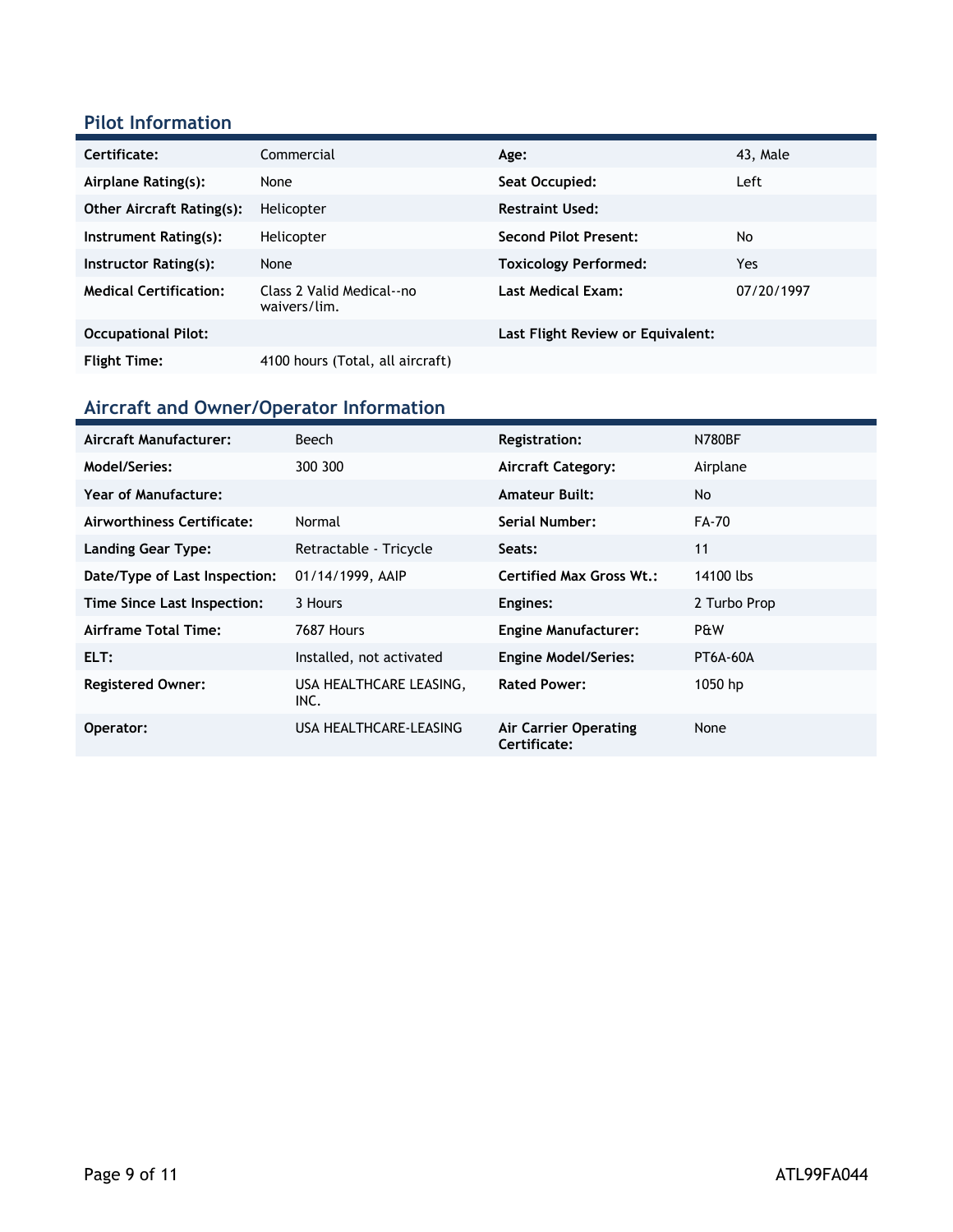## Pilot Information

| | | | |
|---|---|---|---|
| **Certificate:** | Commercial | **Age:** | 43, Male |
| **Airplane Rating(s):** | None | **Seat Occupied:** | Left |
| **Other Aircraft Rating(s):** | Helicopter | **Restraint Used:** | |
| **Instrument Rating(s):** | Helicopter | **Second Pilot Present:** | No |
| **Instructor Rating(s):** | None | **Toxicology Performed:** | Yes |
| **Medical Certification:** | Class 2 Valid Medical--no waivers/lim. | **Last Medical Exam:** | 07/20/1997 |
| **Occupational Pilot:** | | **Last Flight Review or Equivalent:** | |
| **Flight Time:** | 4100 hours (Total, all aircraft) | | |

## Aircraft and Owner/Operator Information

| | | | |
|---|---|---|---|
| **Aircraft Manufacturer:** | Beech | **Registration:** | N780BF |
| **Model/Series:** | 300 300 | **Aircraft Category:** | Airplane |
| **Year of Manufacture:** | | **Amateur Built:** | No |
| **Airworthiness Certificate:** | Normal | **Serial Number:** | FA-70 |
| **Landing Gear Type:** | Retractable - Tricycle | **Seats:** | 11 |
| **Date/Type of Last Inspection:** | 01/14/1999, AAIP | **Certified Max Gross Wt.:** | 14100 lbs |
| **Time Since Last Inspection:** | 3 Hours | **Engines:** | 2 Turbo Prop |
| **Airframe Total Time:** | 7687 Hours | **Engine Manufacturer:** | P&W |
| **ELT:** | Installed, not activated | **Engine Model/Series:** | PT6A-60A |
| **Registered Owner:** | USA HEALTHCARE LEASING, INC. | **Rated Power:** | 1050 hp |
| **Operator:** | USA HEALTHCARE-LEASING | **Air Carrier Operating Certificate:** | None |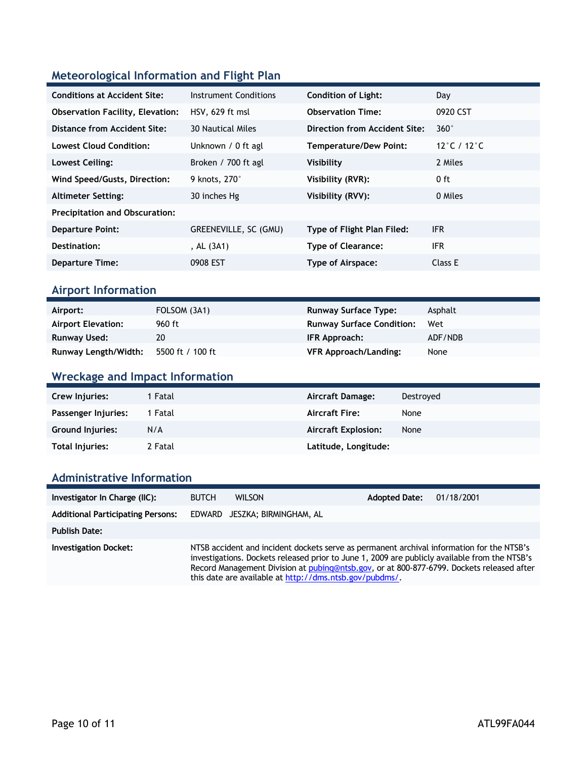## Meteorological Information and Flight Plan

| | | | |
|---|---|---|---|
| **Conditions at Accident Site:** | Instrument Conditions | **Condition of Light:** | Day |
| **Observation Facility, Elevation:** | HSV, 629 ft msl | **Observation Time:** | 0920 CST |
| **Distance from Accident Site:** | 30 Nautical Miles | **Direction from Accident Site:** | 360° |
| **Lowest Cloud Condition:** | Unknown / 0 ft agl | **Temperature/Dew Point:** | 12°C / 12°C |
| **Lowest Ceiling:** | Broken / 700 ft agl | **Visibility** | 2 Miles |
| **Wind Speed/Gusts, Direction:** | 9 knots, 270° | **Visibility (RVR):** | 0 ft |
| **Altimeter Setting:** | 30 inches Hg | **Visibility (RVV):** | 0 Miles |
| **Precipitation and Obscuration:** | | | |
| **Departure Point:** | GREENEVILLE, SC (GMU) | **Type of Flight Plan Filed:** | IFR |
| **Destination:** | , AL (3A1) | **Type of Clearance:** | IFR |
| **Departure Time:** | 0908 EST | **Type of Airspace:** | Class E |

## Airport Information

| | | | |
|---|---|---|---|
| **Airport:** | FOLSOM (3A1) | **Runway Surface Type:** | Asphalt |
| **Airport Elevation:** | 960 ft | **Runway Surface Condition:** | Wet |
| **Runway Used:** | 20 | **IFR Approach:** | ADF/NDB |
| **Runway Length/Width:** | 5500 ft / 100 ft | **VFR Approach/Landing:** | None |

## Wreckage and Impact Information

| | | | |
|---|---|---|---|
| **Crew Injuries:** | 1 Fatal | **Aircraft Damage:** | Destroyed |
| **Passenger Injuries:** | 1 Fatal | **Aircraft Fire:** | None |
| **Ground Injuries:** | N/A | **Aircraft Explosion:** | None |
| **Total Injuries:** | 2 Fatal | **Latitude, Longitude:** | |

## Administrative Information

| | | | |
|---|---|---|---|
| **Investigator In Charge (IIC):** | BUTCH WILSON | **Adopted Date:** | 01/18/2001 |
| **Additional Participating Persons:** | EDWARD JESZKA; BIRMINGHAM, AL | | |
| **Publish Date:** | | | |
| **Investigation Docket:** | NTSB accident and incident dockets serve as permanent archival information for the NTSB's investigations. Dockets released prior to June 1, 2009 are publicly available from the NTSB's Record Management Division at pubinq@ntsb.gov, or at 800-877-6799. Dockets released after this date are available at http://dms.ntsb.gov/pubdms/. | | |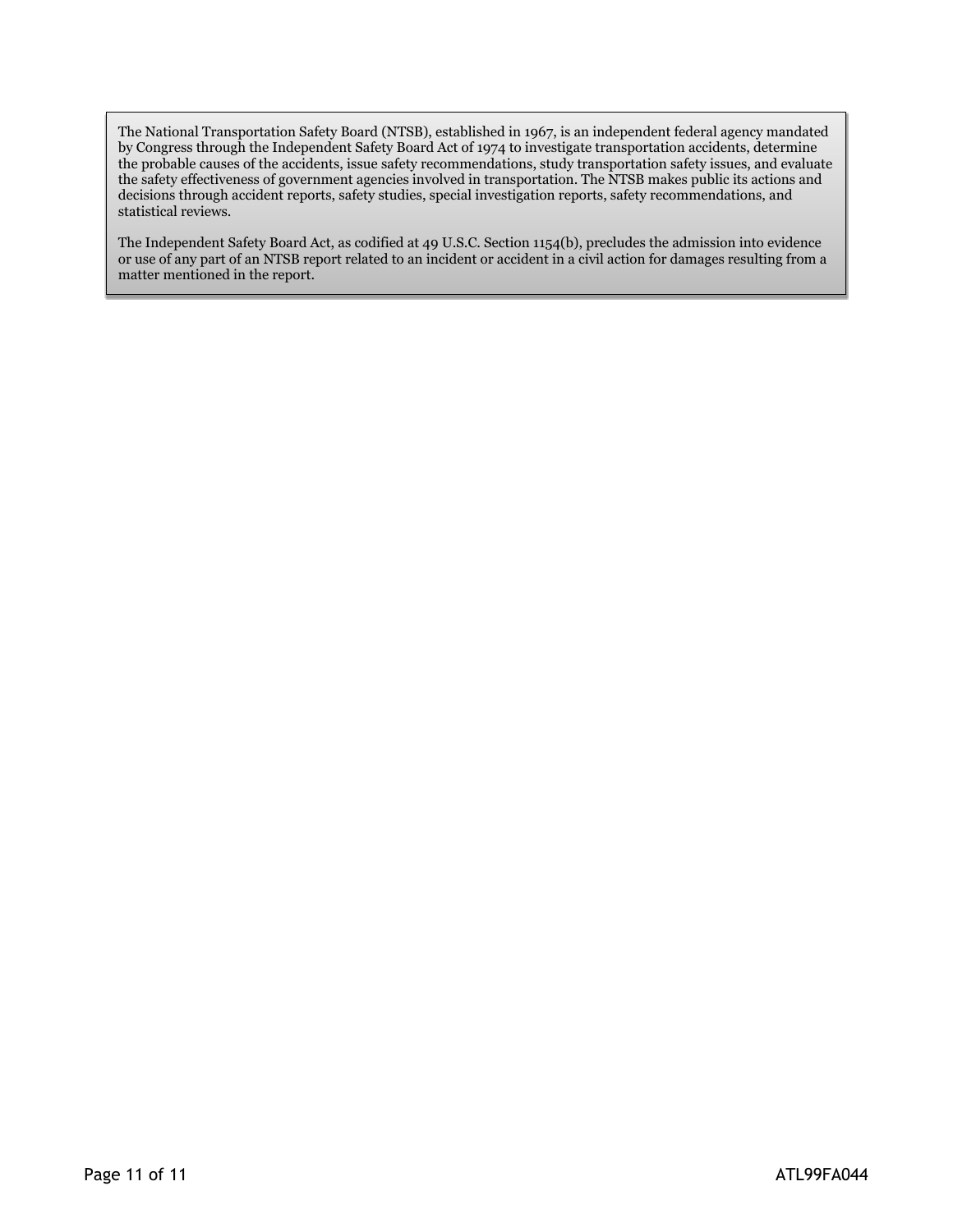The National Transportation Safety Board (NTSB), established in 1967, is an independent federal agency mandated by Congress through the Independent Safety Board Act of 1974 to investigate transportation accidents, determine the probable causes of the accidents, issue safety recommendations, study transportation safety issues, and evaluate the safety effectiveness of government agencies involved in transportation. The NTSB makes public its actions and decisions through accident reports, safety studies, special investigation reports, safety recommendations, and statistical reviews.

The Independent Safety Board Act, as codified at 49 U.S.C. Section 1154(b), precludes the admission into evidence or use of any part of an NTSB report related to an incident or accident in a civil action for damages resulting from a matter mentioned in the report.